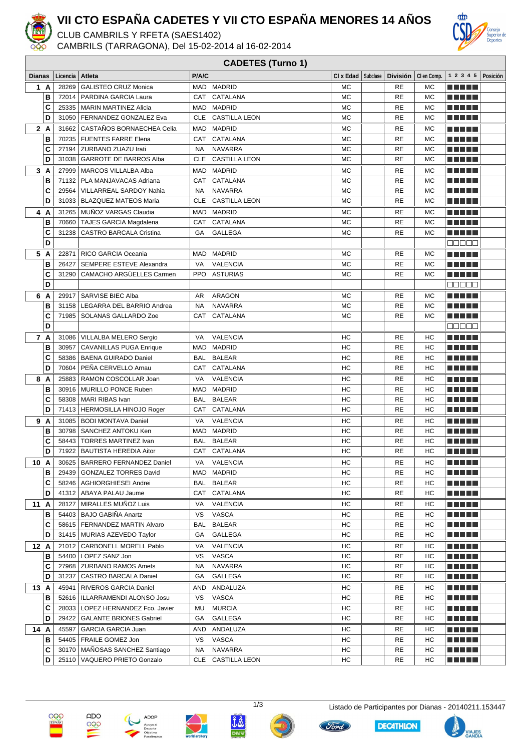# VII CTO ESPAÑA CADETES Y VII CTO ESPAÑA MENORES 14 AÑOS

CLUB CAMBRILS Y RFETA (SAES1402)

CAMBRILS (TARRAGONA), Del 15-02-2014 al 16-02-2014

## CADETES (Turno 1)

| Dianas | | Licencia | Atleta | P/A/C | | Cl x Edad | Subclase | División | Cl en Comp. | 1 2 3 4 5 | Posición |
|---|---|---|---|---|---|---|---|---|---|---|---|
| 1 | A | 28269 | GALISTEO CRUZ Monica | MAD | MADRID | MC | | RE | MC | | |
| | B | 72014 | PARDINA GARCIA Laura | CAT | CATALANA | MC | | RE | MC | | |
| | C | 25335 | MARIN MARTINEZ Alicia | MAD | MADRID | MC | | RE | MC | | |
| | D | 31050 | FERNANDEZ GONZALEZ Eva | CLE | CASTILLA LEON | MC | | RE | MC | | |
| 2 | A | 31662 | CASTAÑOS BORNAECHEA Celia | MAD | MADRID | MC | | RE | MC | | |
| | B | 70235 | FUENTES FARRE Elena | CAT | CATALANA | MC | | RE | MC | | |
| | C | 27194 | ZURBANO ZUAZU Irati | NA | NAVARRA | MC | | RE | MC | | |
| | D | 31038 | GARROTE DE BARROS Alba | CLE | CASTILLA LEON | MC | | RE | MC | | |
| 3 | A | 27999 | MARCOS VILLALBA Alba | MAD | MADRID | MC | | RE | MC | | |
| | B | 71132 | PLA MANJAVACAS Adriana | CAT | CATALANA | MC | | RE | MC | | |
| | C | 29564 | VILLARREAL SARDOY Nahia | NA | NAVARRA | MC | | RE | MC | | |
| | D | 31033 | BLAZQUEZ MATEOS Maria | CLE | CASTILLA LEON | MC | | RE | MC | | |
| 4 | A | 31265 | MUÑOZ VARGAS Claudia | MAD | MADRID | MC | | RE | MC | | |
| | B | 70660 | TAJES GARCIA Magdalena | CAT | CATALANA | MC | | RE | MC | | |
| | C | 31238 | CASTRO BARCALA Cristina | GA | GALLEGA | MC | | RE | MC | | |
| | D | | | | | | | | | | |
| 5 | A | 22871 | RICO GARCIA Oceania | MAD | MADRID | MC | | RE | MC | | |
| | B | 26427 | SEMPERE ESTEVE Alexandra | VA | VALENCIA | MC | | RE | MC | | |
| | C | 31290 | CAMACHO ARGÜELLES Carmen | PPO | ASTURIAS | MC | | RE | MC | | |
| | D | | | | | | | | | | |
| 6 | A | 29917 | SARVISE BIEC Alba | AR | ARAGON | MC | | RE | MC | | |
| | B | 31158 | LEGARRA DEL BARRIO Andrea | NA | NAVARRA | MC | | RE | MC | | |
| | C | 71985 | SOLANAS GALLARDO Zoe | CAT | CATALANA | MC | | RE | MC | | |
| | D | | | | | | | | | | |
| 7 | A | 31086 | VILLALBA MELERO Sergio | VA | VALENCIA | HC | | RE | HC | | |
| | B | 30957 | CAVANILLAS PUGA Enrique | MAD | MADRID | HC | | RE | HC | | |
| | C | 58386 | BAENA GUIRADO Daniel | BAL | BALEAR | HC | | RE | HC | | |
| | D | 70604 | PEÑA CERVELLO Arnau | CAT | CATALANA | HC | | RE | HC | | |
| 8 | A | 25883 | RAMON COSCOLLAR Joan | VA | VALENCIA | HC | | RE | HC | | |
| | B | 30916 | MURILLO PONCE Ruben | MAD | MADRID | HC | | RE | HC | | |
| | C | 58308 | MARI RIBAS Ivan | BAL | BALEAR | HC | | RE | HC | | |
| | D | 71413 | HERMOSILLA HINOJO Roger | CAT | CATALANA | HC | | RE | HC | | |
| 9 | A | 31085 | BODI MONTAVA Daniel | VA | VALENCIA | HC | | RE | HC | | |
| | B | 30798 | SANCHEZ ANTOKU Ken | MAD | MADRID | HC | | RE | HC | | |
| | C | 58443 | TORRES MARTINEZ Ivan | BAL | BALEAR | HC | | RE | HC | | |
| | D | 71922 | BAUTISTA HEREDIA Aitor | CAT | CATALANA | HC | | RE | HC | | |
| 10 | A | 30625 | BARRERO FERNANDEZ Daniel | VA | VALENCIA | HC | | RE | HC | | |
| | B | 29439 | GONZALEZ TORRES David | MAD | MADRID | HC | | RE | HC | | |
| | C | 58246 | AGHIORGHIESEI Andrei | BAL | BALEAR | HC | | RE | HC | | |
| | D | 41312 | ABAYA PALAU Jaume | CAT | CATALANA | HC | | RE | HC | | |
| 11 | A | 28127 | MIRALLES MUÑOZ Luis | VA | VALENCIA | HC | | RE | HC | | |
| | B | 54403 | BAJO GABIÑA Anartz | VS | VASCA | HC | | RE | HC | | |
| | C | 58615 | FERNANDEZ MARTIN Alvaro | BAL | BALEAR | HC | | RE | HC | | |
| | D | 31415 | MURIAS AZEVEDO Taylor | GA | GALLEGA | HC | | RE | HC | | |
| 12 | A | 21012 | CARBONELL MORELL Pablo | VA | VALENCIA | HC | | RE | HC | | |
| | B | 54400 | LOPEZ SANZ Jon | VS | VASCA | HC | | RE | HC | | |
| | C | 27968 | ZURBANO RAMOS Amets | NA | NAVARRA | HC | | RE | HC | | |
| | D | 31237 | CASTRO BARCALA Daniel | GA | GALLEGA | HC | | RE | HC | | |
| 13 | A | 45941 | RIVEROS GARCIA Daniel | AND | ANDALUZA | HC | | RE | HC | | |
| | B | 52616 | ILLARRAMENDI ALONSO Josu | VS | VASCA | HC | | RE | HC | | |
| | C | 28033 | LOPEZ HERNANDEZ Fco. Javier | MU | MURCIA | HC | | RE | HC | | |
| | D | 29422 | GALANTE BRIONES Gabriel | GA | GALLEGA | HC | | RE | HC | | |
| 14 | A | 45597 | GARCIA GARCIA Juan | AND | ANDALUZA | HC | | RE | HC | | |
| | B | 54405 | FRAILE GOMEZ Jon | VS | VASCA | HC | | RE | HC | | |
| | C | 30170 | MAÑOSAS SANCHEZ Santiago | NA | NAVARRA | HC | | RE | HC | | |
| | D | 25110 | VAQUERO PRIETO Gonzalo | CLE | CASTILLA LEON | HC | | RE | HC | | |

Listado de Participantes por Dianas - 20140211.153447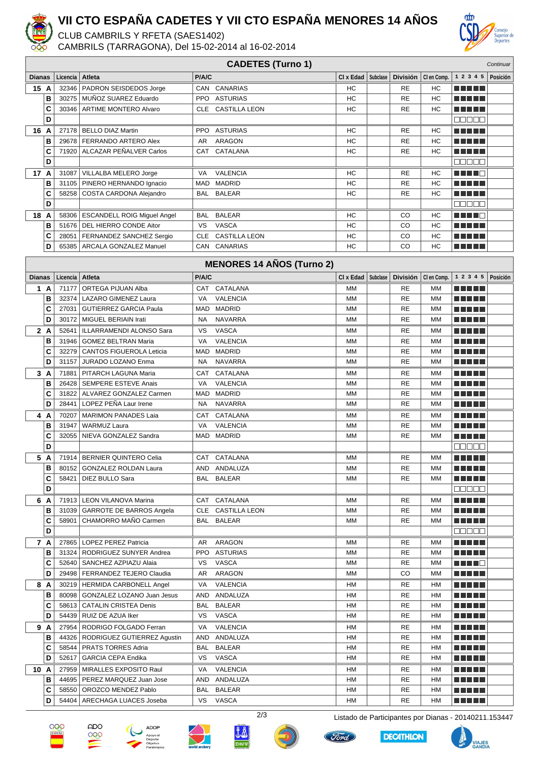# VII CTO ESPAÑA CADETES Y VII CTO ESPAÑA MENORES 14 AÑOS

CLUB CAMBRILS Y RFETA (SAES1402)

CAMBRILS (TARRAGONA), Del 15-02-2014 al 16-02-2014

## CADETES (Turno 1)

*Continuar*

| Dianas | | Licencia | Atleta | P/A/C | | Cl x Edad | Subclase | División | Cl en Comp. | 1 2 3 4 5 | Posición |
|---|---|---|---|---|---|---|---|---|---|---|---|
| 15 | A | 32346 | PADRON SEISDEDOS Jorge | CAN | CANARIAS | HC | | RE | HC | ■■■■■ | |
| | B | 30275 | MUÑOZ SUAREZ Eduardo | PPO | ASTURIAS | HC | | RE | HC | ■■■■■ | |
| | C | 30346 | ARTIME MONTERO Alvaro | CLE | CASTILLA LEON | HC | | RE | HC | ■■■■■ | |
| | D | | | | | | | | | □□□□□ | |
| 16 | A | 27178 | BELLO DIAZ Martin | PPO | ASTURIAS | HC | | RE | HC | ■■■■■ | |
| | B | 29678 | FERRANDO ARTERO Alex | AR | ARAGON | HC | | RE | HC | ■■■■■ | |
| | C | 71920 | ALCAZAR PEÑALVER Carlos | CAT | CATALANA | HC | | RE | HC | ■■■■■ | |
| | D | | | | | | | | | □□□□□ | |
| 17 | A | 31087 | VILLALBA MELERO Jorge | VA | VALENCIA | HC | | RE | HC | ■■■■□ | |
| | B | 31105 | PINERO HERNANDO Ignacio | MAD | MADRID | HC | | RE | HC | ■■■■■ | |
| | C | 58258 | COSTA CARDONA Alejandro | BAL | BALEAR | HC | | RE | HC | ■■■■■ | |
| | D | | | | | | | | | □□□□□ | |
| 18 | A | 58306 | ESCANDELL ROIG Miguel Angel | BAL | BALEAR | HC | | CO | HC | ■■■■□ | |
| | B | 51676 | DEL HIERRO CONDE Aitor | VS | VASCA | HC | | CO | HC | ■■■■■ | |
| | C | 28051 | FERNANDEZ SANCHEZ Sergio | CLE | CASTILLA LEON | HC | | CO | HC | ■■■■■ | |
| | D | 65385 | ARCALA GONZALEZ Manuel | CAN | CANARIAS | HC | | CO | HC | ■■■■■ | |

## MENORES 14 AÑOS (Turno 2)

| Dianas | | Licencia | Atleta | P/A/C | | Cl x Edad | Subclase | División | Cl en Comp. | 1 2 3 4 5 | Posición |
|---|---|---|---|---|---|---|---|---|---|---|---|
| 1 | A | 71177 | ORTEGA PIJUAN Alba | CAT | CATALANA | MM | | RE | MM | ■■■■■ | |
| | B | 32374 | LAZARO GIMENEZ Laura | VA | VALENCIA | MM | | RE | MM | ■■■■■ | |
| | C | 27031 | GUTIERREZ GARCIA Paula | MAD | MADRID | MM | | RE | MM | ■■■■■ | |
| | D | 30172 | MIGUEL BERIAIN Irati | NA | NAVARRA | MM | | RE | MM | ■■■■■ | |
| 2 | A | 52641 | ILLARRAMENDI ALONSO Sara | VS | VASCA | MM | | RE | MM | ■■■■■ | |
| | B | 31946 | GOMEZ BELTRAN Maria | VA | VALENCIA | MM | | RE | MM | ■■■■■ | |
| | C | 32279 | CANTOS FIGUEROLA Leticia | MAD | MADRID | MM | | RE | MM | ■■■■■ | |
| | D | 31157 | JURADO LOZANO Enma | NA | NAVARRA | MM | | RE | MM | ■■■■■ | |
| 3 | A | 71881 | PITARCH LAGUNA Maria | CAT | CATALANA | MM | | RE | MM | ■■■■■ | |
| | B | 26428 | SEMPERE ESTEVE Anais | VA | VALENCIA | MM | | RE | MM | ■■■■■ | |
| | C | 31822 | ALVAREZ GONZALEZ Carmen | MAD | MADRID | MM | | RE | MM | ■■■■■ | |
| | D | 28441 | LOPEZ PEÑA Laur Irene | NA | NAVARRA | MM | | RE | MM | ■■■■■ | |
| 4 | A | 70207 | MARIMON PANADES Laia | CAT | CATALANA | MM | | RE | MM | ■■■■■ | |
| | B | 31947 | WARMUZ Laura | VA | VALENCIA | MM | | RE | MM | ■■■■■ | |
| | C | 32055 | NIEVA GONZALEZ Sandra | MAD | MADRID | MM | | RE | MM | ■■■■■ | |
| | D | | | | | | | | | □□□□□ | |
| 5 | A | 71914 | BERNIER QUINTERO Celia | CAT | CATALANA | MM | | RE | MM | ■■■■■ | |
| | B | 80152 | GONZALEZ ROLDAN Laura | AND | ANDALUZA | MM | | RE | MM | ■■■■■ | |
| | C | 58421 | DIEZ BULLO Sara | BAL | BALEAR | MM | | RE | MM | ■■■■■ | |
| | D | | | | | | | | | □□□□□ | |
| 6 | A | 71913 | LEON VILANOVA Marina | CAT | CATALANA | MM | | RE | MM | ■■■■■ | |
| | B | 31039 | GARROTE DE BARROS Angela | CLE | CASTILLA LEON | MM | | RE | MM | ■■■■■ | |
| | C | 58901 | CHAMORRO MAÑO Carmen | BAL | BALEAR | MM | | RE | MM | ■■■■■ | |
| | D | | | | | | | | | □□□□□ | |
| 7 | A | 27865 | LOPEZ PEREZ Patricia | AR | ARAGON | MM | | RE | MM | ■■■■■ | |
| | B | 31324 | RODRIGUEZ SUNYER Andrea | PPO | ASTURIAS | MM | | RE | MM | ■■■■■ | |
| | C | 52640 | SANCHEZ AZPIAZU Alaia | VS | VASCA | MM | | RE | MM | ■■■■□ | |
| | D | 29498 | FERRANDEZ TEJERO Claudia | AR | ARAGON | MM | | CO | MM | ■■■■■ | |
| 8 | A | 30219 | HERMIDA CARBONELL Angel | VA | VALENCIA | HM | | RE | HM | ■■■■■ | |
| | B | 80098 | GONZALEZ LOZANO Juan Jesus | AND | ANDALUZA | HM | | RE | HM | ■■■■■ | |
| | C | 58613 | CATALIN CRISTEA Denis | BAL | BALEAR | HM | | RE | HM | ■■■■■ | |
| | D | 54439 | RUIZ DE AZUA Iker | VS | VASCA | HM | | RE | HM | ■■■■■ | |
| 9 | A | 27954 | RODRIGO FOLGADO Ferran | VA | VALENCIA | HM | | RE | HM | ■■■■■ | |
| | B | 44326 | RODRIGUEZ GUTIERREZ Agustin | AND | ANDALUZA | HM | | RE | HM | ■■■■■ | |
| | C | 58544 | PRATS TORRES Adria | BAL | BALEAR | HM | | RE | HM | ■■■■■ | |
| | D | 52617 | GARCIA CEPA Endika | VS | VASCA | HM | | RE | HM | ■■■■■ | |
| 10 | A | 27959 | MIRALLES EXPOSITO Raul | VA | VALENCIA | HM | | RE | HM | ■■■■■ | |
| | B | 44695 | PEREZ MARQUEZ Juan Jose | AND | ANDALUZA | HM | | RE | HM | ■■■■■ | |
| | C | 58550 | OROZCO MENDEZ Pablo | BAL | BALEAR | HM | | RE | HM | ■■■■■ | |
| | D | 54404 | ARECHAGA LUACES Joseba | VS | VASCA | HM | | RE | HM | ■■■■■ | |

Listado de Participantes por Dianas - 20140211.153447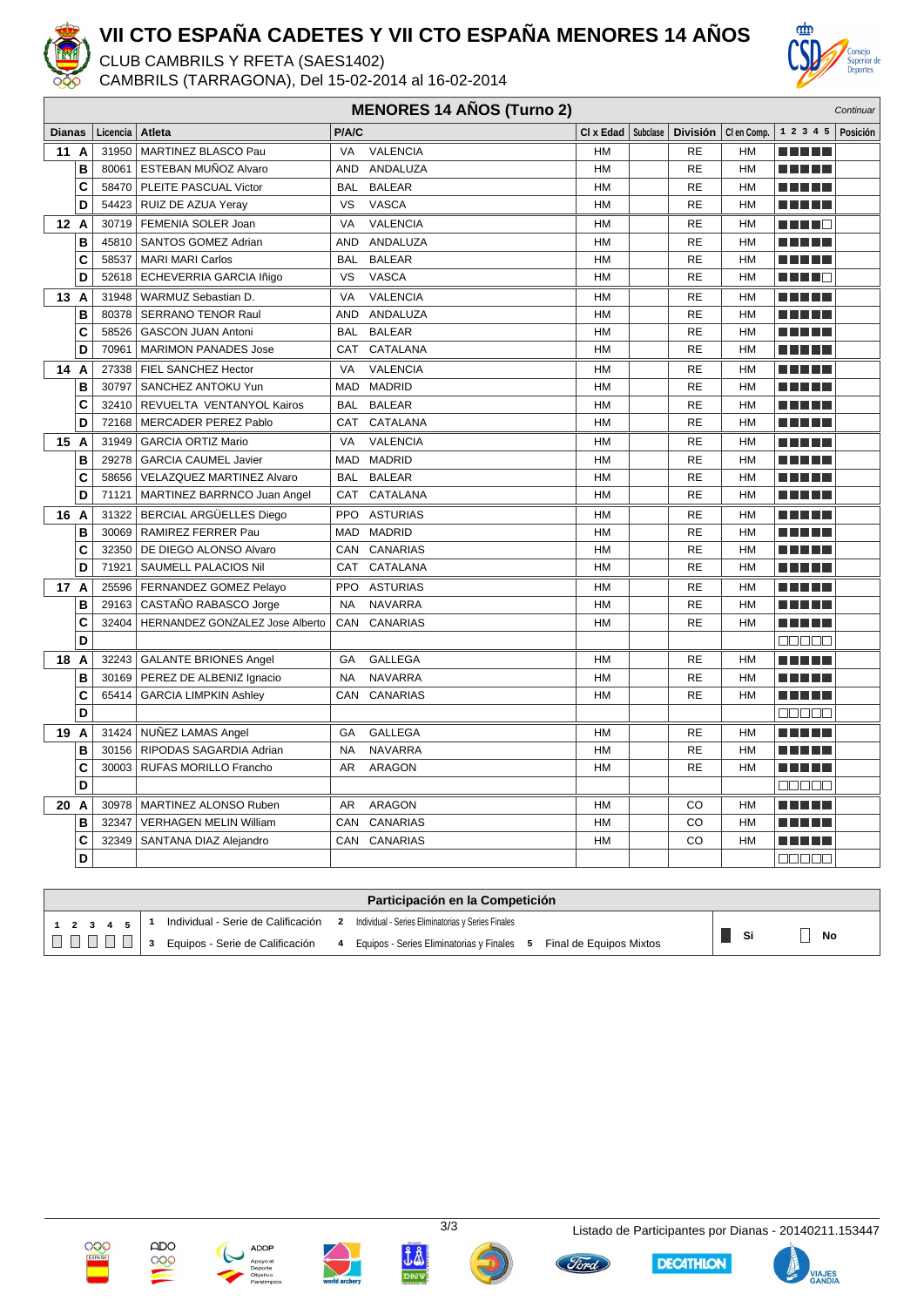# VII CTO ESPAÑA CADETES Y VII CTO ESPAÑA MENORES 14 AÑOS

CLUB CAMBRILS Y RFETA (SAES1402)
CAMBRILS (TARRAGONA), Del 15-02-2014 al 16-02-2014

## MENORES 14 AÑOS (Turno 2)

*Continuar*

| Dianas | | Licencia | Atleta | P/A/C | | Cl x Edad | Subclase | División | Cl en Comp. | 1 2 3 4 5 | Posición |
|---|---|---|---|---|---|---|---|---|---|---|---|
| 11 | A | 31950 | MARTINEZ BLASCO Pau | VA | VALENCIA | HM | | RE | HM | ■■■■■ | |
| | B | 80061 | ESTEBAN MUÑOZ Alvaro | AND | ANDALUZA | HM | | RE | HM | ■■■■■ | |
| | C | 58470 | PLEITE PASCUAL Victor | BAL | BALEAR | HM | | RE | HM | ■■■■■ | |
| | D | 54423 | RUIZ DE AZUA Yeray | VS | VASCA | HM | | RE | HM | ■■■■■ | |
| 12 | A | 30719 | FEMENIA SOLER Joan | VA | VALENCIA | HM | | RE | HM | ■■■■□ | |
| | B | 45810 | SANTOS GOMEZ Adrian | AND | ANDALUZA | HM | | RE | HM | ■■■■■ | |
| | C | 58537 | MARI MARI Carlos | BAL | BALEAR | HM | | RE | HM | ■■■■■ | |
| | D | 52618 | ECHEVERRIA GARCIA Iñigo | VS | VASCA | HM | | RE | HM | ■■■■□ | |
| 13 | A | 31948 | WARMUZ Sebastian D. | VA | VALENCIA | HM | | RE | HM | ■■■■■ | |
| | B | 80378 | SERRANO TENOR Raul | AND | ANDALUZA | HM | | RE | HM | ■■■■■ | |
| | C | 58526 | GASCON JUAN Antoni | BAL | BALEAR | HM | | RE | HM | ■■■■■ | |
| | D | 70961 | MARIMON PANADES Jose | CAT | CATALANA | HM | | RE | HM | ■■■■■ | |
| 14 | A | 27338 | FIEL SANCHEZ Hector | VA | VALENCIA | HM | | RE | HM | ■■■■■ | |
| | B | 30797 | SANCHEZ ANTOKU Yun | MAD | MADRID | HM | | RE | HM | ■■■■■ | |
| | C | 32410 | REVUELTA VENTANYOL Kairos | BAL | BALEAR | HM | | RE | HM | ■■■■■ | |
| | D | 72168 | MERCADER PEREZ Pablo | CAT | CATALANA | HM | | RE | HM | ■■■■■ | |
| 15 | A | 31949 | GARCIA ORTIZ Mario | VA | VALENCIA | HM | | RE | HM | ■■■■■ | |
| | B | 29278 | GARCIA CAUMEL Javier | MAD | MADRID | HM | | RE | HM | ■■■■■ | |
| | C | 58656 | VELAZQUEZ MARTINEZ Alvaro | BAL | BALEAR | HM | | RE | HM | ■■■■■ | |
| | D | 71121 | MARTINEZ BARRNCO Juan Angel | CAT | CATALANA | HM | | RE | HM | ■■■■■ | |
| 16 | A | 31322 | BERCIAL ARGÜELLES Diego | PPO | ASTURIAS | HM | | RE | HM | ■■■■■ | |
| | B | 30069 | RAMIREZ FERRER Pau | MAD | MADRID | HM | | RE | HM | ■■■■■ | |
| | C | 32350 | DE DIEGO ALONSO Alvaro | CAN | CANARIAS | HM | | RE | HM | ■■■■■ | |
| | D | 71921 | SAUMELL PALACIOS Nil | CAT | CATALANA | HM | | RE | HM | ■■■■■ | |
| 17 | A | 25596 | FERNANDEZ GOMEZ Pelayo | PPO | ASTURIAS | HM | | RE | HM | ■■■■■ | |
| | B | 29163 | CASTAÑO RABASCO Jorge | NA | NAVARRA | HM | | RE | HM | ■■■■■ | |
| | C | 32404 | HERNANDEZ GONZALEZ Jose Alberto | CAN | CANARIAS | HM | | RE | HM | ■■■■■ | |
| | D | | | | | | | | | □□□□□ | |
| 18 | A | 32243 | GALANTE BRIONES Angel | GA | GALLEGA | HM | | RE | HM | ■■■■■ | |
| | B | 30169 | PEREZ DE ALBENIZ Ignacio | NA | NAVARRA | HM | | RE | HM | ■■■■■ | |
| | C | 65414 | GARCIA LIMPKIN Ashley | CAN | CANARIAS | HM | | RE | HM | ■■■■■ | |
| | D | | | | | | | | | □□□□□ | |
| 19 | A | 31424 | NUÑEZ LAMAS Angel | GA | GALLEGA | HM | | RE | HM | ■■■■■ | |
| | B | 30156 | RIPODAS SAGARDIA Adrian | NA | NAVARRA | HM | | RE | HM | ■■■■■ | |
| | C | 30003 | RUFAS MORILLO Francho | AR | ARAGON | HM | | RE | HM | ■■■■■ | |
| | D | | | | | | | | | □□□□□ | |
| 20 | A | 30978 | MARTINEZ ALONSO Ruben | AR | ARAGON | HM | | CO | HM | ■■■■■ | |
| | B | 32347 | VERHAGEN MELIN William | CAN | CANARIAS | HM | | CO | HM | ■■■■■ | |
| | C | 32349 | SANTANA DIAZ Alejandro | CAN | CANARIAS | HM | | CO | HM | ■■■■■ | |
| | D | | | | | | | | | □□□□□ | |

**Participación en la Competición**

| 1 2 3 4 5 | | | |
|---|---|---|---|
| □□□□□ | 1 Individual - Serie de Calificación | 2 Individual - Series Eliminatorias y Series Finales | ■ Si □ No |
| | 3 Equipos - Serie de Calificación | 4 Equipos - Series Eliminatorias y Finales 5 Final de Equipos Mixtos | |

Listado de Participantes por Dianas - 20140211.153447